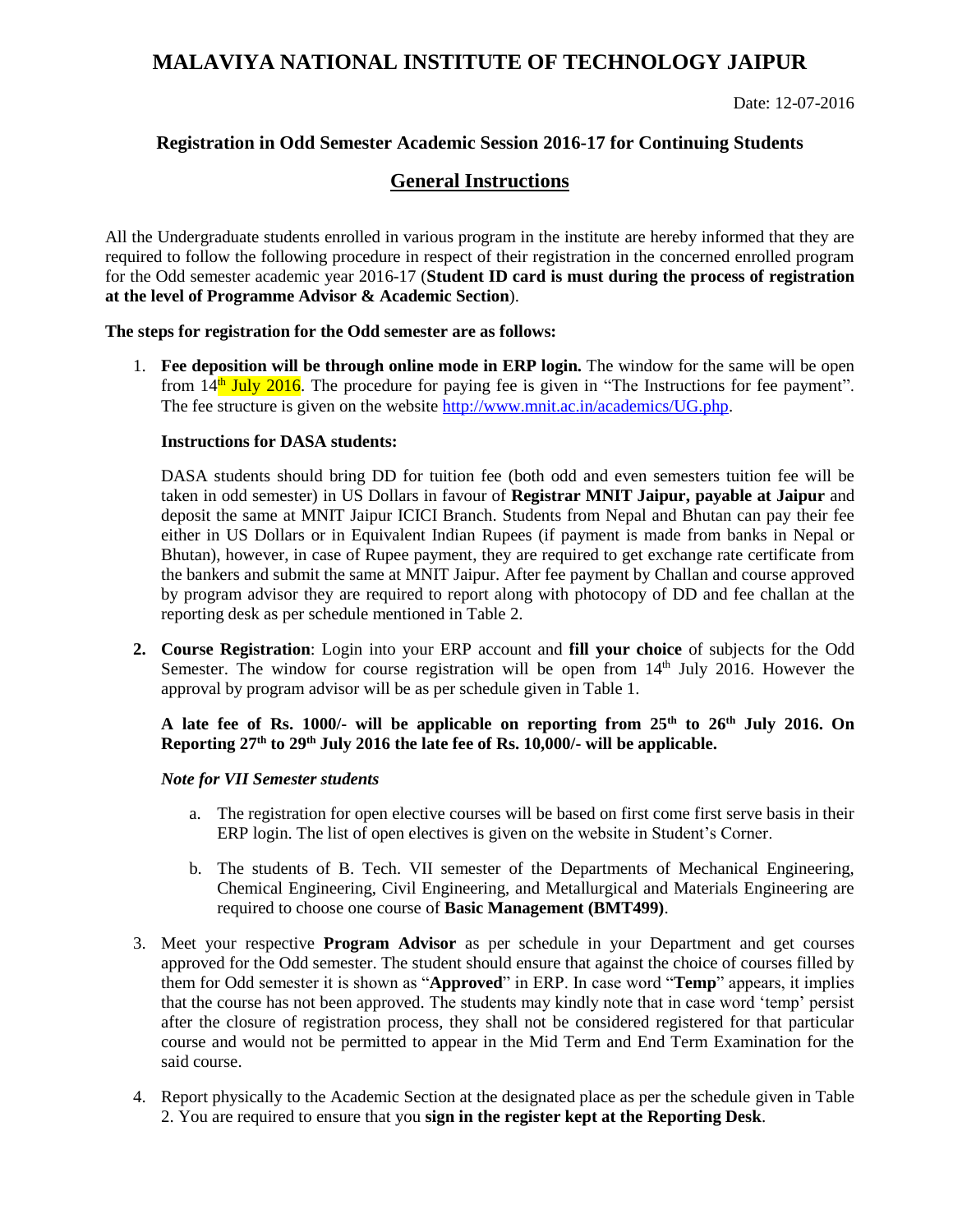# MALAVIYA NATIONAL INSTITUTE OF TECHNOLOGY JAIPUR

Date: 12-07-2016

### Registration in Odd Semester Academic Session 2016-17 for Continuing Students

## General Instructions

All the Undergraduate students enrolled in various program in the institute are hereby informed that they are required to follow the following procedure in respect of their registration in the concerned enrolled program for the Odd semester academic year 2016-17 (**Student ID card is must during the process of registration at the level of Programme Advisor & Academic Section**).

**The steps for registration for the Odd semester are as follows:**

1. **Fee deposition will be through online mode in ERP login.** The window for the same will be open from 14th July 2016. The procedure for paying fee is given in "The Instructions for fee payment". The fee structure is given on the website http://www.mnit.ac.in/academics/UG.php.

   **Instructions for DASA students:**

   DASA students should bring DD for tuition fee (both odd and even semesters tuition fee will be taken in odd semester) in US Dollars in favour of **Registrar MNIT Jaipur, payable at Jaipur** and deposit the same at MNIT Jaipur ICICI Branch. Students from Nepal and Bhutan can pay their fee either in US Dollars or in Equivalent Indian Rupees (if payment is made from banks in Nepal or Bhutan), however, in case of Rupee payment, they are required to get exchange rate certificate from the bankers and submit the same at MNIT Jaipur. After fee payment by Challan and course approved by program advisor they are required to report along with photocopy of DD and fee challan at the reporting desk as per schedule mentioned in Table 2.

2. **Course Registration**: Login into your ERP account and **fill your choice** of subjects for the Odd Semester. The window for course registration will be open from 14th July 2016. However the approval by program advisor will be as per schedule given in Table 1.

   **A late fee of Rs. 1000/- will be applicable on reporting from 25th to 26th July 2016. On Reporting 27th to 29th July 2016 the late fee of Rs. 10,000/- will be applicable.**

   ***Note for VII Semester students***

   a. The registration for open elective courses will be based on first come first serve basis in their ERP login. The list of open electives is given on the website in Student's Corner.

   b. The students of B. Tech. VII semester of the Departments of Mechanical Engineering, Chemical Engineering, Civil Engineering, and Metallurgical and Materials Engineering are required to choose one course of **Basic Management (BMT499)**.

3. Meet your respective **Program Advisor** as per schedule in your Department and get courses approved for the Odd semester. The student should ensure that against the choice of courses filled by them for Odd semester it is shown as "**Approved**" in ERP. In case word "**Temp**" appears, it implies that the course has not been approved. The students may kindly note that in case word 'temp' persist after the closure of registration process, they shall not be considered registered for that particular course and would not be permitted to appear in the Mid Term and End Term Examination for the said course.

4. Report physically to the Academic Section at the designated place as per the schedule given in Table 2. You are required to ensure that you **sign in the register kept at the Reporting Desk**.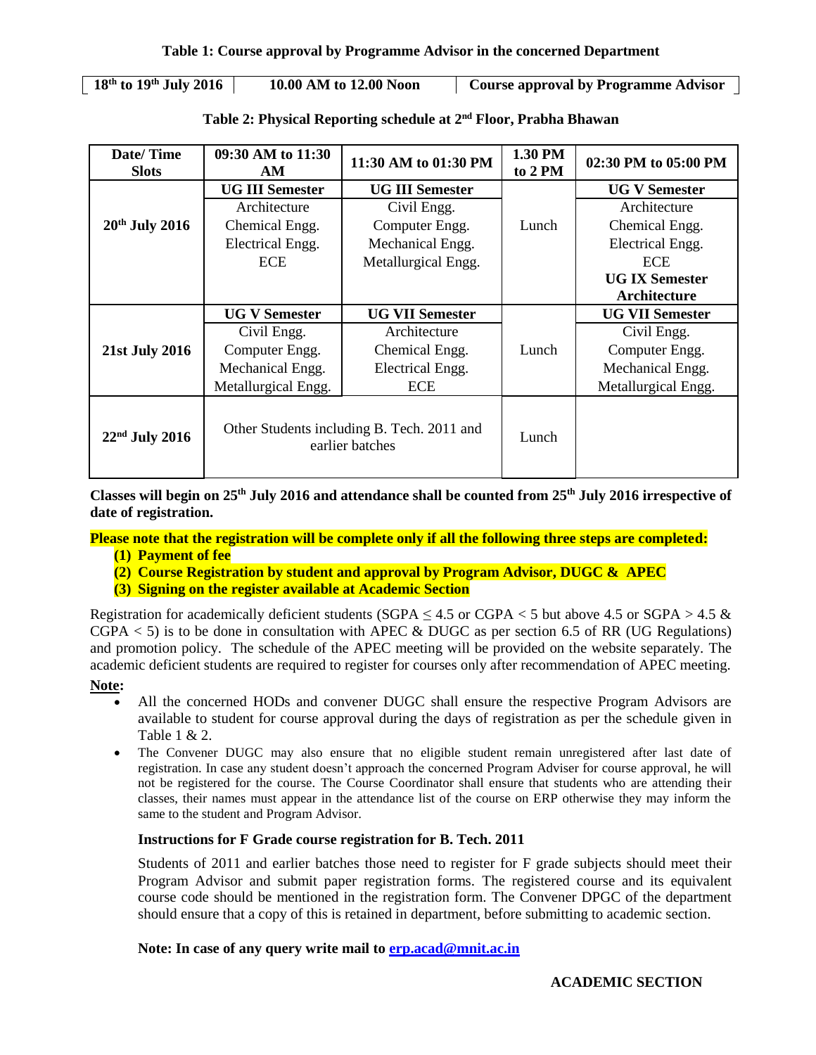**Table 1: Course approval by Programme Advisor in the concerned Department**

| | | |
|---|---|---|
| **18th to 19th July 2016** | **10.00 AM to 12.00 Noon** | **Course approval by Programme Advisor** |

**Table 2: Physical Reporting schedule at 2nd Floor, Prabha Bhawan**

| Date/ Time Slots | 09:30 AM to 11:30 AM | 11:30 AM to 01:30 PM | 1.30 PM to 2 PM | 02:30 PM to 05:00 PM |
|---|---|---|---|---|
| **20th July 2016** | **UG III Semester**<br>Architecture<br>Chemical Engg.<br>Electrical Engg.<br>ECE | **UG III Semester**<br>Civil Engg.<br>Computer Engg.<br>Mechanical Engg.<br>Metallurgical Engg. | Lunch | **UG V Semester**<br>Architecture<br>Chemical Engg.<br>Electrical Engg.<br>ECE<br>**UG IX Semester**<br>**Architecture** |
| **21st July 2016** | **UG V Semester**<br>Civil Engg.<br>Computer Engg.<br>Mechanical Engg.<br>Metallurgical Engg. | **UG VII Semester**<br>Architecture<br>Chemical Engg.<br>Electrical Engg.<br>ECE | Lunch | **UG VII Semester**<br>Civil Engg.<br>Computer Engg.<br>Mechanical Engg.<br>Metallurgical Engg. |
| **22nd July 2016** | Other Students including B. Tech. 2011 and earlier batches | | Lunch | |

**Classes will begin on 25th July 2016 and attendance shall be counted from 25th July 2016 irrespective of date of registration.**

**Please note that the registration will be complete only if all the following three steps are completed:**

1. **Payment of fee**
2. **Course Registration by student and approval by Program Advisor, DUGC & APEC**
3. **Signing on the register available at Academic Section**

Registration for academically deficient students (SGPA $\leq$ 4.5 or CGPA < 5 but above 4.5 or SGPA > 4.5 & CGPA < 5) is to be done in consultation with APEC & DUGC as per section 6.5 of RR (UG Regulations) and promotion policy. The schedule of the APEC meeting will be provided on the website separately. The academic deficient students are required to register for courses only after recommendation of APEC meeting.

**Note:**

- All the concerned HODs and convener DUGC shall ensure the respective Program Advisors are available to student for course approval during the days of registration as per the schedule given in Table 1 & 2.
- The Convener DUGC may also ensure that no eligible student remain unregistered after last date of registration. In case any student doesn't approach the concerned Program Adviser for course approval, he will not be registered for the course. The Course Coordinator shall ensure that students who are attending their classes, their names must appear in the attendance list of the course on ERP otherwise they may inform the same to the student and Program Advisor.

**Instructions for F Grade course registration for B. Tech. 2011**

Students of 2011 and earlier batches those need to register for F grade subjects should meet their Program Advisor and submit paper registration forms. The registered course and its equivalent course code should be mentioned in the registration form. The Convener DPGC of the department should ensure that a copy of this is retained in department, before submitting to academic section.

**Note: In case of any query write mail to erp.acad@mnit.ac.in**

**ACADEMIC SECTION**